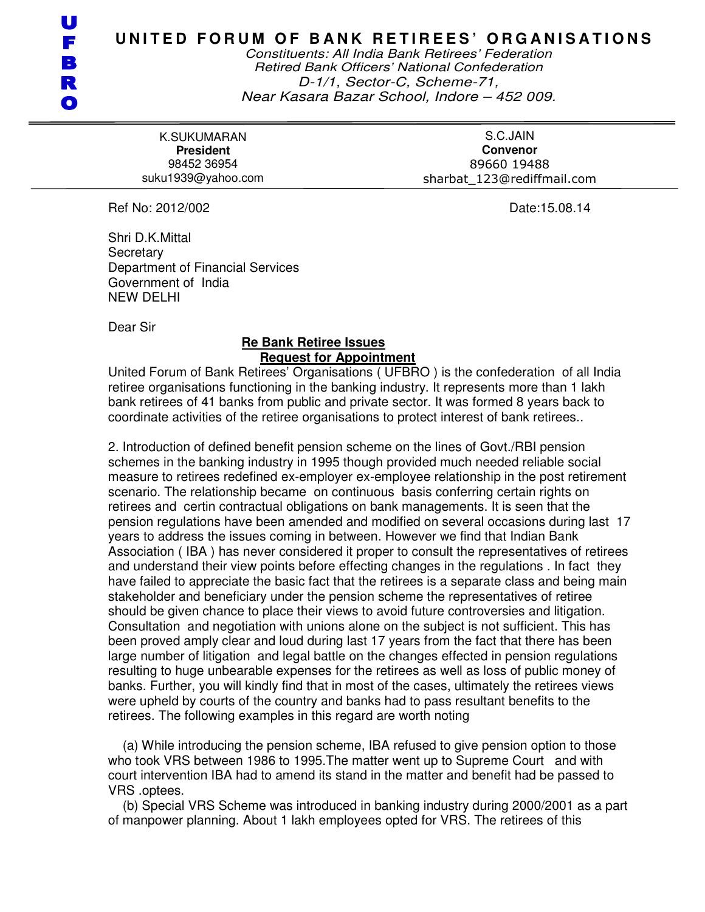U F B R O

# UNITED FORUM OF BANK RETIREES' ORGANISATIONS

*Constituents: All India Bank Retirees' Federation*
*Retired Bank Officers' National Confederation*
*D-1/1, Sector-C, Scheme-71,*
*Near Kasara Bazar School, Indore – 452 009.*

| K.SUKUMARAN | S.C.JAIN |
|---|---|
| **President** | **Convenor** |
| 98452 36954 | 89660 19488 |
| suku1939@yahoo.com | sharbat_123@rediffmail.com |

Ref No: 2012/002

Date:15.08.14

Shri D.K.Mittal
Secretary
Department of Financial Services
Government of India
NEW DELHI

Dear Sir

**Re Bank Retiree Issues**
**Request for Appointment**

United Forum of Bank Retirees' Organisations ( UFBRO ) is the confederation of all India retiree organisations functioning in the banking industry. It represents more than 1 lakh bank retirees of 41 banks from public and private sector. It was formed 8 years back to coordinate activities of the retiree organisations to protect interest of bank retirees..

2. Introduction of defined benefit pension scheme on the lines of Govt./RBI pension schemes in the banking industry in 1995 though provided much needed reliable social measure to retirees redefined ex-employer ex-employee relationship in the post retirement scenario. The relationship became on continuous basis conferring certain rights on retirees and certin contractual obligations on bank managements. It is seen that the pension regulations have been amended and modified on several occasions during last 17 years to address the issues coming in between. However we find that Indian Bank Association ( IBA ) has never considered it proper to consult the representatives of retirees and understand their view points before effecting changes in the regulations . In fact they have failed to appreciate the basic fact that the retirees is a separate class and being main stakeholder and beneficiary under the pension scheme the representatives of retiree should be given chance to place their views to avoid future controversies and litigation. Consultation and negotiation with unions alone on the subject is not sufficient. This has been proved amply clear and loud during last 17 years from the fact that there has been large number of litigation and legal battle on the changes effected in pension regulations resulting to huge unbearable expenses for the retirees as well as loss of public money of banks. Further, you will kindly find that in most of the cases, ultimately the retirees views were upheld by courts of the country and banks had to pass resultant benefits to the retirees. The following examples in this regard are worth noting

(a) While introducing the pension scheme, IBA refused to give pension option to those who took VRS between 1986 to 1995.The matter went up to Supreme Court and with court intervention IBA had to amend its stand in the matter and benefit had be passed to VRS .optees.

(b) Special VRS Scheme was introduced in banking industry during 2000/2001 as a part of manpower planning. About 1 lakh employees opted for VRS. The retirees of this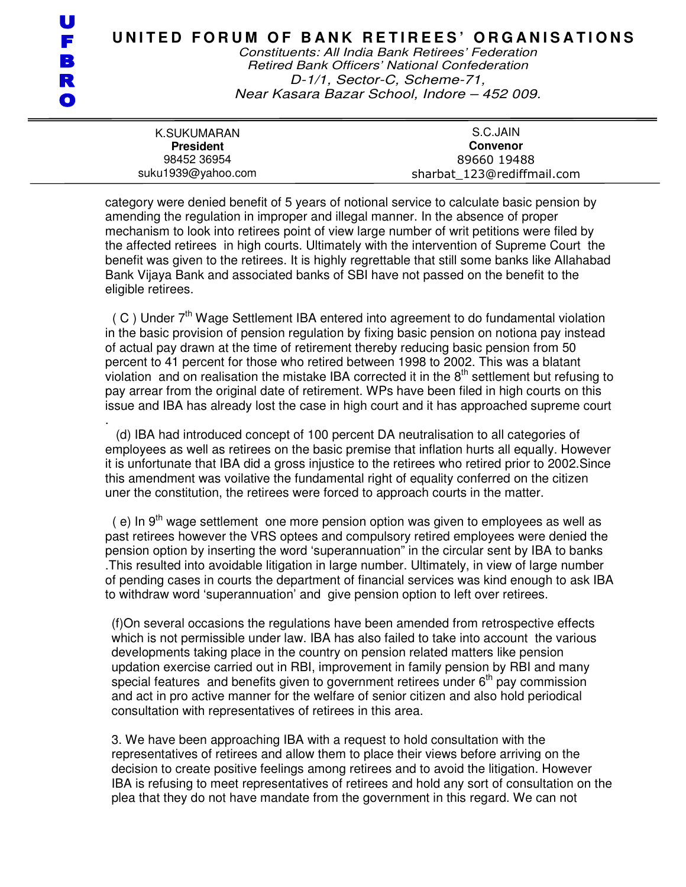category were denied benefit of 5 years of notional service to calculate basic pension by amending the regulation in improper and illegal manner. In the absence of proper mechanism to look into retirees point of view large number of writ petitions were filed by the affected retirees in high courts. Ultimately with the intervention of Supreme Court the benefit was given to the retirees. It is highly regrettable that still some banks like Allahabad Bank Vijaya Bank and associated banks of SBI have not passed on the benefit to the eligible retirees.

( C ) Under 7th Wage Settlement IBA entered into agreement to do fundamental violation in the basic provision of pension regulation by fixing basic pension on notiona pay instead of actual pay drawn at the time of retirement thereby reducing basic pension from 50 percent to 41 percent for those who retired between 1998 to 2002. This was a blatant violation and on realisation the mistake IBA corrected it in the 8th settlement but refusing to pay arrear from the original date of retirement. WPs have been filed in high courts on this issue and IBA has already lost the case in high court and it has approached supreme court .

(d) IBA had introduced concept of 100 percent DA neutralisation to all categories of employees as well as retirees on the basic premise that inflation hurts all equally. However it is unfortunate that IBA did a gross injustice to the retirees who retired prior to 2002.Since this amendment was voilative the fundamental right of equality conferred on the citizen uner the constitution, the retirees were forced to approach courts in the matter.

( e) In 9th wage settlement one more pension option was given to employees as well as past retirees however the VRS optees and compulsory retired employees were denied the pension option by inserting the word 'superannuation" in the circular sent by IBA to banks .This resulted into avoidable litigation in large number. Ultimately, in view of large number of pending cases in courts the department of financial services was kind enough to ask IBA to withdraw word 'superannuation' and give pension option to left over retirees.

(f)On several occasions the regulations have been amended from retrospective effects which is not permissible under law. IBA has also failed to take into account the various developments taking place in the country on pension related matters like pension updation exercise carried out in RBI, improvement in family pension by RBI and many special features and benefits given to government retirees under 6th pay commission and act in pro active manner for the welfare of senior citizen and also hold periodical consultation with representatives of retirees in this area.

3. We have been approaching IBA with a request to hold consultation with the representatives of retirees and allow them to place their views before arriving on the decision to create positive feelings among retirees and to avoid the litigation. However IBA is refusing to meet representatives of retirees and hold any sort of consultation on the plea that they do not have mandate from the government in this regard. We can not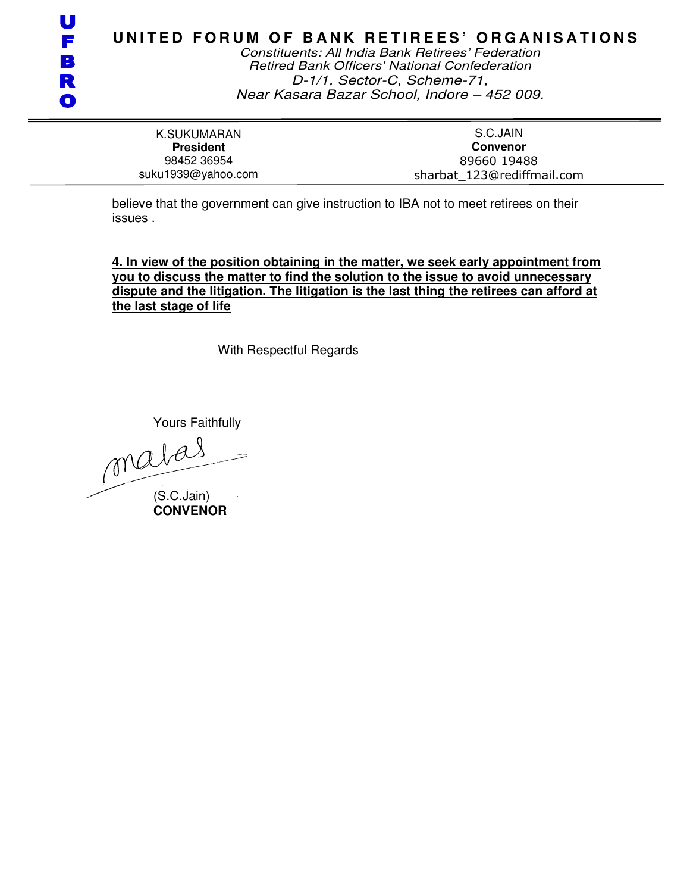# UNITED FORUM OF BANK RETIREES' ORGANISATIONS

*Constituents: All India Bank Retirees' Federation*
*Retired Bank Officers' National Confederation*
*D-1/1, Sector-C, Scheme-71,*
*Near Kasara Bazar School, Indore – 452 009.*

| K.SUKUMARAN | S.C.JAIN |
|---|---|
| **President** | **Convenor** |
| 98452 36954 | 89660 19488 |
| suku1939@yahoo.com | sharbat_123@rediffmail.com |

believe that the government can give instruction to IBA not to meet retirees on their issues .

**4. In view of the position obtaining in the matter, we seek early appointment from you to discuss the matter to find the solution to the issue to avoid unnecessary dispute and the litigation. The litigation is the last thing the retirees can afford at the last stage of life**

With Respectful Regards

Yours Faithfully

(S.C.Jain)
**CONVENOR**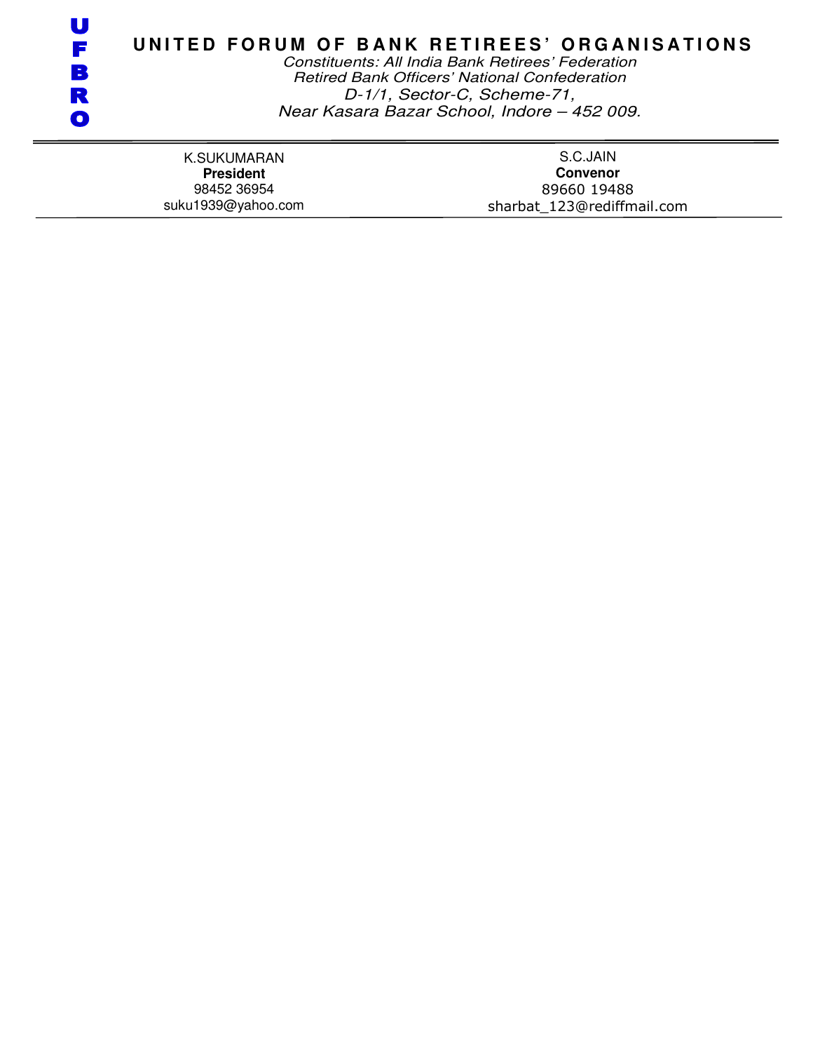U
F
B
R
O

# UNITED FORUM OF BANK RETIREES' ORGANISATIONS

*Constituents: All India Bank Retirees' Federation*
*Retired Bank Officers' National Confederation*
*D-1/1, Sector-C, Scheme-71,*
*Near Kasara Bazar School, Indore – 452 009.*

| | |
|---|---|
| K.SUKUMARAN | S.C.JAIN |
| **President** | **Convenor** |
| 98452 36954 | 89660 19488 |
| suku1939@yahoo.com | sharbat_123@rediffmail.com |